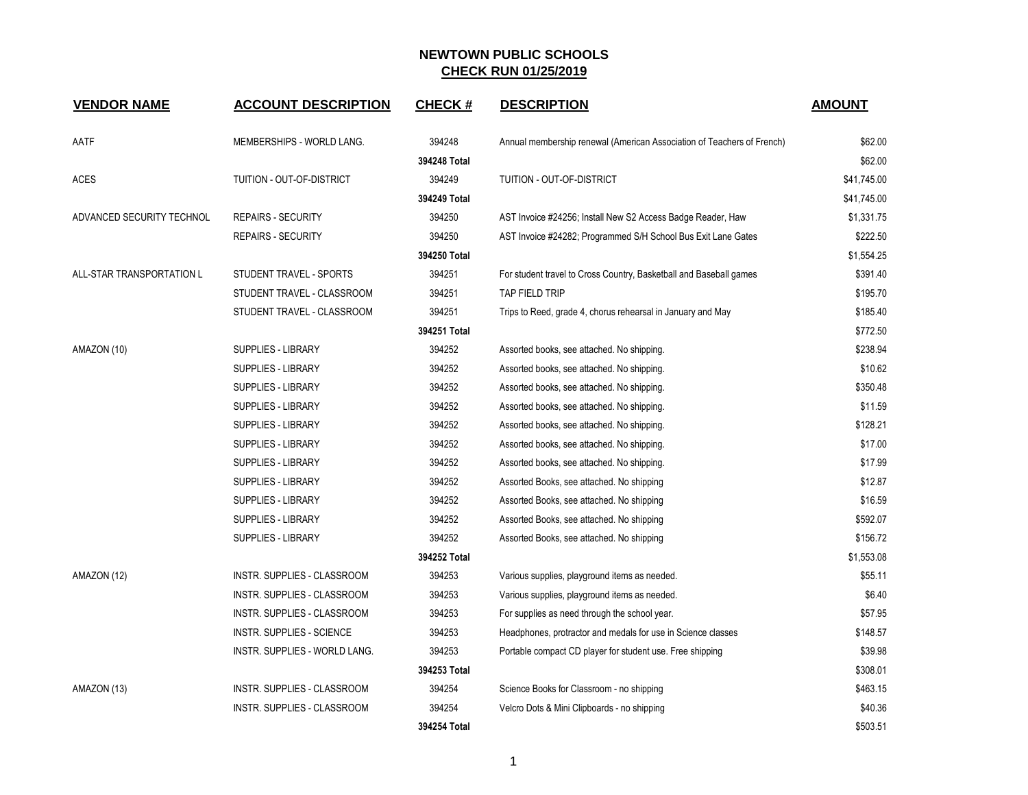# NEWTOWN PUBLIC SCHOOLS

## CHECK RUN 01/25/2019

| VENDOR NAME | ACCOUNT DESCRIPTION | CHECK # | DESCRIPTION | AMOUNT |
|---|---|---|---|---|
| AATF | MEMBERSHIPS - WORLD LANG. | 394248 | Annual membership renewal (American Association of Teachers of French) | $62.00 |
| | | 394248 Total | | $62.00 |
| ACES | TUITION - OUT-OF-DISTRICT | 394249 | TUITION - OUT-OF-DISTRICT | $41,745.00 |
| | | 394249 Total | | $41,745.00 |
| ADVANCED SECURITY TECHNOL | REPAIRS - SECURITY | 394250 | AST Invoice #24256; Install New S2 Access Badge Reader, Haw | $1,331.75 |
| | REPAIRS - SECURITY | 394250 | AST Invoice #24282; Programmed S/H School Bus Exit Lane Gates | $222.50 |
| | | 394250 Total | | $1,554.25 |
| ALL-STAR TRANSPORTATION L | STUDENT TRAVEL - SPORTS | 394251 | For student travel to Cross Country, Basketball and Baseball games | $391.40 |
| | STUDENT TRAVEL - CLASSROOM | 394251 | TAP FIELD TRIP | $195.70 |
| | STUDENT TRAVEL - CLASSROOM | 394251 | Trips to Reed, grade 4, chorus rehearsal in January and May | $185.40 |
| | | 394251 Total | | $772.50 |
| AMAZON (10) | SUPPLIES - LIBRARY | 394252 | Assorted books, see attached. No shipping. | $238.94 |
| | SUPPLIES - LIBRARY | 394252 | Assorted books, see attached. No shipping. | $10.62 |
| | SUPPLIES - LIBRARY | 394252 | Assorted books, see attached. No shipping. | $350.48 |
| | SUPPLIES - LIBRARY | 394252 | Assorted books, see attached. No shipping. | $11.59 |
| | SUPPLIES - LIBRARY | 394252 | Assorted books, see attached. No shipping. | $128.21 |
| | SUPPLIES - LIBRARY | 394252 | Assorted books, see attached. No shipping. | $17.00 |
| | SUPPLIES - LIBRARY | 394252 | Assorted books, see attached. No shipping. | $17.99 |
| | SUPPLIES - LIBRARY | 394252 | Assorted Books, see attached. No shipping | $12.87 |
| | SUPPLIES - LIBRARY | 394252 | Assorted Books, see attached. No shipping | $16.59 |
| | SUPPLIES - LIBRARY | 394252 | Assorted Books, see attached. No shipping | $592.07 |
| | SUPPLIES - LIBRARY | 394252 | Assorted Books, see attached. No shipping | $156.72 |
| | | 394252 Total | | $1,553.08 |
| AMAZON (12) | INSTR. SUPPLIES - CLASSROOM | 394253 | Various supplies, playground items as needed. | $55.11 |
| | INSTR. SUPPLIES - CLASSROOM | 394253 | Various supplies, playground items as needed. | $6.40 |
| | INSTR. SUPPLIES - CLASSROOM | 394253 | For supplies as need through the school year. | $57.95 |
| | INSTR. SUPPLIES - SCIENCE | 394253 | Headphones, protractor and medals for use in Science classes | $148.57 |
| | INSTR. SUPPLIES - WORLD LANG. | 394253 | Portable compact CD player for student use. Free shipping | $39.98 |
| | | 394253 Total | | $308.01 |
| AMAZON (13) | INSTR. SUPPLIES - CLASSROOM | 394254 | Science Books for Classroom - no shipping | $463.15 |
| | INSTR. SUPPLIES - CLASSROOM | 394254 | Velcro Dots & Mini Clipboards - no shipping | $40.36 |
| | | 394254 Total | | $503.51 |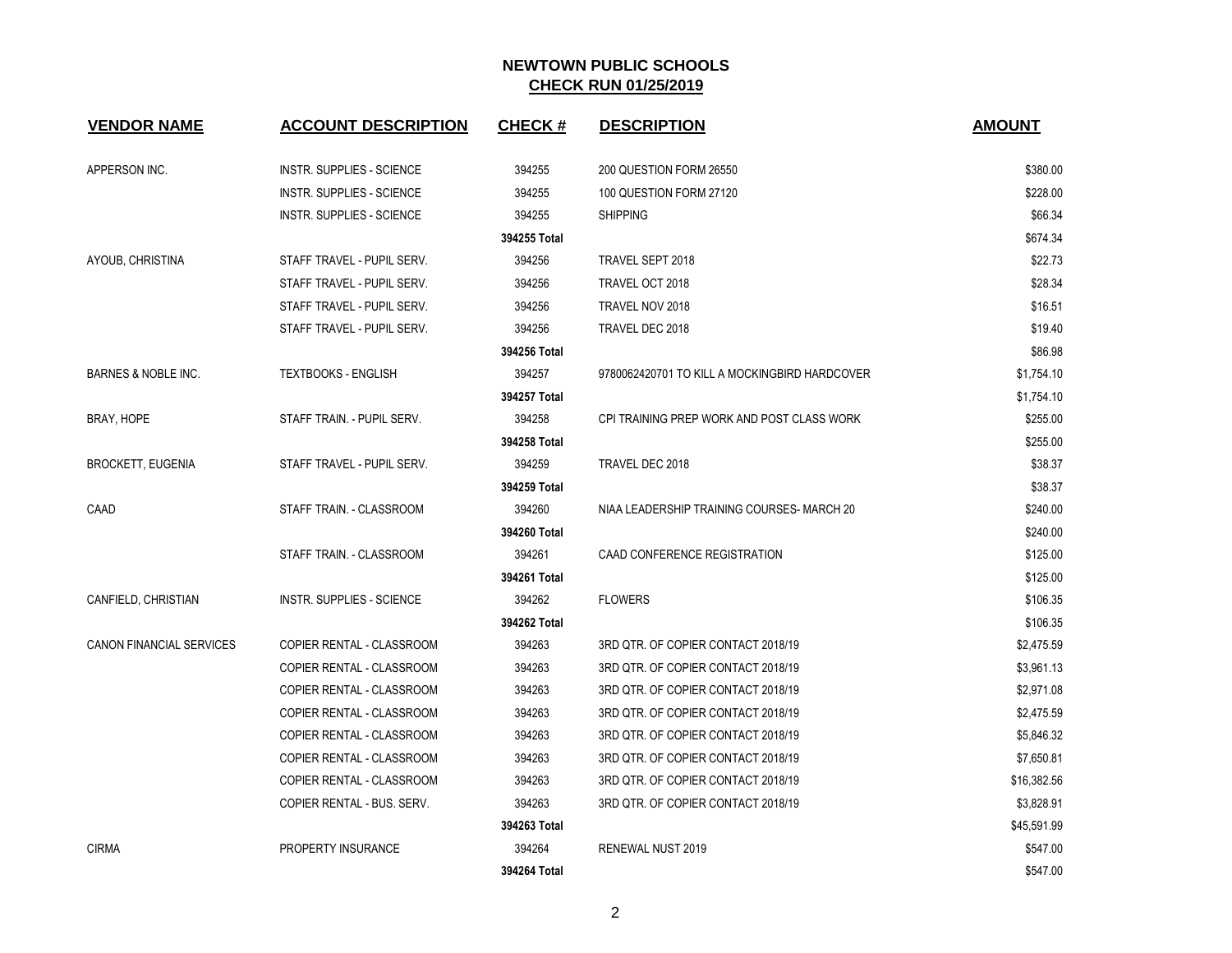# NEWTOWN PUBLIC SCHOOLS

## CHECK RUN 01/25/2019

| VENDOR NAME | ACCOUNT DESCRIPTION | CHECK # | DESCRIPTION | AMOUNT |
|---|---|---|---|---|
| APPERSON INC. | INSTR. SUPPLIES - SCIENCE | 394255 | 200 QUESTION FORM 26550 | $380.00 |
| | INSTR. SUPPLIES - SCIENCE | 394255 | 100 QUESTION FORM 27120 | $228.00 |
| | INSTR. SUPPLIES - SCIENCE | 394255 | SHIPPING | $66.34 |
| | | **394255 Total** | | $674.34 |
| AYOUB, CHRISTINA | STAFF TRAVEL - PUPIL SERV. | 394256 | TRAVEL SEPT 2018 | $22.73 |
| | STAFF TRAVEL - PUPIL SERV. | 394256 | TRAVEL OCT 2018 | $28.34 |
| | STAFF TRAVEL - PUPIL SERV. | 394256 | TRAVEL NOV 2018 | $16.51 |
| | STAFF TRAVEL - PUPIL SERV. | 394256 | TRAVEL DEC 2018 | $19.40 |
| | | **394256 Total** | | $86.98 |
| BARNES & NOBLE INC. | TEXTBOOKS - ENGLISH | 394257 | 9780062420701 TO KILL A MOCKINGBIRD HARDCOVER | $1,754.10 |
| | | **394257 Total** | | $1,754.10 |
| BRAY, HOPE | STAFF TRAIN. - PUPIL SERV. | 394258 | CPI TRAINING PREP WORK AND POST CLASS WORK | $255.00 |
| | | **394258 Total** | | $255.00 |
| BROCKETT, EUGENIA | STAFF TRAVEL - PUPIL SERV. | 394259 | TRAVEL DEC 2018 | $38.37 |
| | | **394259 Total** | | $38.37 |
| CAAD | STAFF TRAIN. - CLASSROOM | 394260 | NIAA LEADERSHIP TRAINING COURSES- MARCH 20 | $240.00 |
| | | **394260 Total** | | $240.00 |
| | STAFF TRAIN. - CLASSROOM | 394261 | CAAD CONFERENCE REGISTRATION | $125.00 |
| | | **394261 Total** | | $125.00 |
| CANFIELD, CHRISTIAN | INSTR. SUPPLIES - SCIENCE | 394262 | FLOWERS | $106.35 |
| | | **394262 Total** | | $106.35 |
| CANON FINANCIAL SERVICES | COPIER RENTAL - CLASSROOM | 394263 | 3RD QTR. OF COPIER CONTACT 2018/19 | $2,475.59 |
| | COPIER RENTAL - CLASSROOM | 394263 | 3RD QTR. OF COPIER CONTACT 2018/19 | $3,961.13 |
| | COPIER RENTAL - CLASSROOM | 394263 | 3RD QTR. OF COPIER CONTACT 2018/19 | $2,971.08 |
| | COPIER RENTAL - CLASSROOM | 394263 | 3RD QTR. OF COPIER CONTACT 2018/19 | $2,475.59 |
| | COPIER RENTAL - CLASSROOM | 394263 | 3RD QTR. OF COPIER CONTACT 2018/19 | $5,846.32 |
| | COPIER RENTAL - CLASSROOM | 394263 | 3RD QTR. OF COPIER CONTACT 2018/19 | $7,650.81 |
| | COPIER RENTAL - CLASSROOM | 394263 | 3RD QTR. OF COPIER CONTACT 2018/19 | $16,382.56 |
| | COPIER RENTAL - BUS. SERV. | 394263 | 3RD QTR. OF COPIER CONTACT 2018/19 | $3,828.91 |
| | | **394263 Total** | | $45,591.99 |
| CIRMA | PROPERTY INSURANCE | 394264 | RENEWAL NUST 2019 | $547.00 |
| | | **394264 Total** | | $547.00 |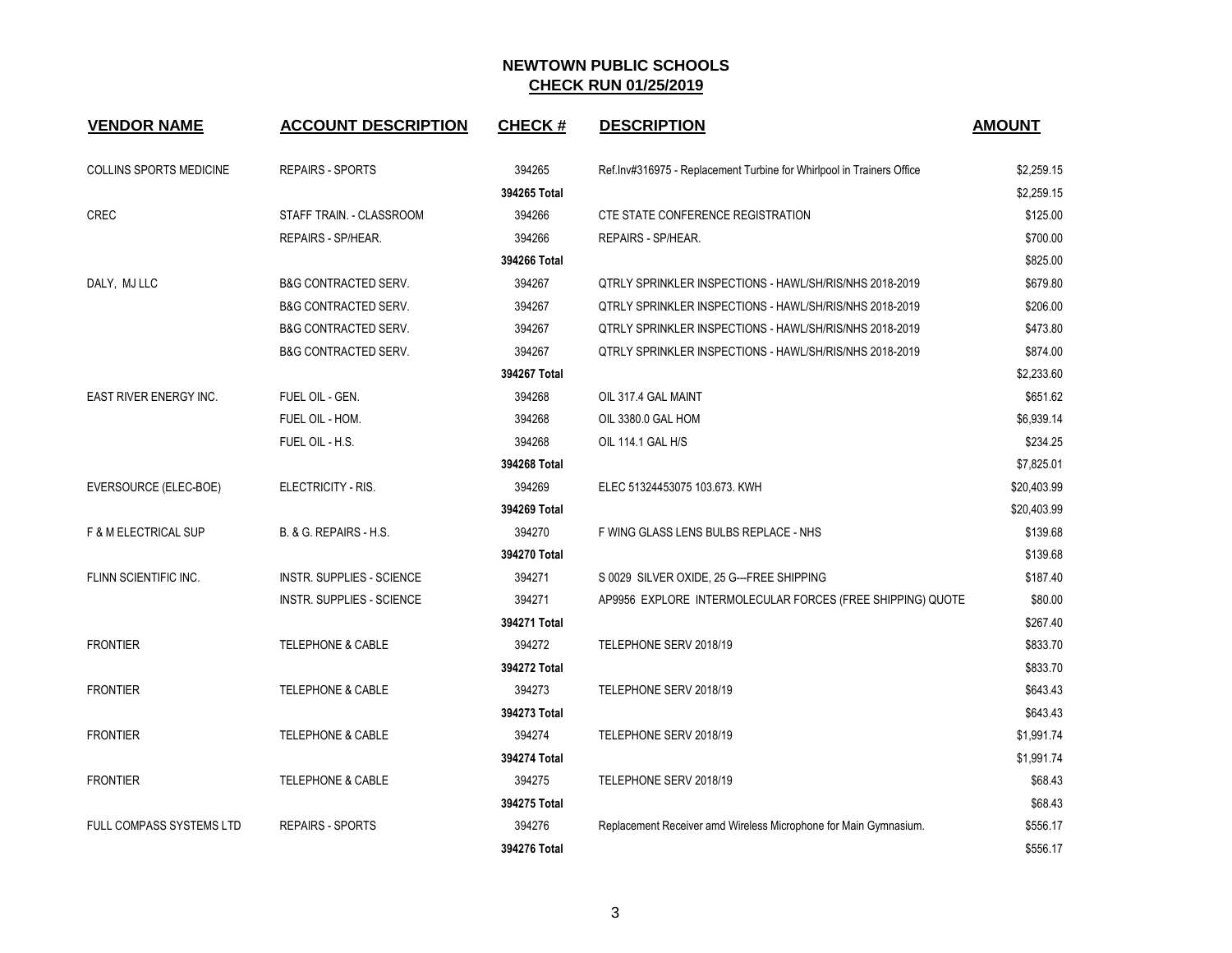## NEWTOWN PUBLIC SCHOOLS
## CHECK RUN 01/25/2019

| VENDOR NAME | ACCOUNT DESCRIPTION | CHECK # | DESCRIPTION | AMOUNT |
|---|---|---|---|---|
| COLLINS SPORTS MEDICINE | REPAIRS - SPORTS | 394265 | Ref.Inv#316975 - Replacement Turbine for Whirlpool in Trainers Office | $2,259.15 |
| | | **394265 Total** | | $2,259.15 |
| CREC | STAFF TRAIN. - CLASSROOM | 394266 | CTE STATE CONFERENCE REGISTRATION | $125.00 |
| | REPAIRS - SP/HEAR. | 394266 | REPAIRS - SP/HEAR. | $700.00 |
| | | **394266 Total** | | $825.00 |
| DALY, MJ LLC | B&G CONTRACTED SERV. | 394267 | QTRLY SPRINKLER INSPECTIONS - HAWL/SH/RIS/NHS 2018-2019 | $679.80 |
| | B&G CONTRACTED SERV. | 394267 | QTRLY SPRINKLER INSPECTIONS - HAWL/SH/RIS/NHS 2018-2019 | $206.00 |
| | B&G CONTRACTED SERV. | 394267 | QTRLY SPRINKLER INSPECTIONS - HAWL/SH/RIS/NHS 2018-2019 | $473.80 |
| | B&G CONTRACTED SERV. | 394267 | QTRLY SPRINKLER INSPECTIONS - HAWL/SH/RIS/NHS 2018-2019 | $874.00 |
| | | **394267 Total** | | $2,233.60 |
| EAST RIVER ENERGY INC. | FUEL OIL - GEN. | 394268 | OIL 317.4 GAL MAINT | $651.62 |
| | FUEL OIL - HOM. | 394268 | OIL 3380.0 GAL HOM | $6,939.14 |
| | FUEL OIL - H.S. | 394268 | OIL 114.1 GAL H/S | $234.25 |
| | | **394268 Total** | | $7,825.01 |
| EVERSOURCE (ELEC-BOE) | ELECTRICITY - RIS. | 394269 | ELEC 51324453075 103.673. KWH | $20,403.99 |
| | | **394269 Total** | | $20,403.99 |
| F & M ELECTRICAL SUP | B. & G. REPAIRS - H.S. | 394270 | F WING GLASS LENS BULBS REPLACE - NHS | $139.68 |
| | | **394270 Total** | | $139.68 |
| FLINN SCIENTIFIC INC. | INSTR. SUPPLIES - SCIENCE | 394271 | S 0029 SILVER OXIDE, 25 G---FREE SHIPPING | $187.40 |
| | INSTR. SUPPLIES - SCIENCE | 394271 | AP9956 EXPLORE INTERMOLECULAR FORCES (FREE SHIPPING) QUOTE | $80.00 |
| | | **394271 Total** | | $267.40 |
| FRONTIER | TELEPHONE & CABLE | 394272 | TELEPHONE SERV 2018/19 | $833.70 |
| | | **394272 Total** | | $833.70 |
| FRONTIER | TELEPHONE & CABLE | 394273 | TELEPHONE SERV 2018/19 | $643.43 |
| | | **394273 Total** | | $643.43 |
| FRONTIER | TELEPHONE & CABLE | 394274 | TELEPHONE SERV 2018/19 | $1,991.74 |
| | | **394274 Total** | | $1,991.74 |
| FRONTIER | TELEPHONE & CABLE | 394275 | TELEPHONE SERV 2018/19 | $68.43 |
| | | **394275 Total** | | $68.43 |
| FULL COMPASS SYSTEMS LTD | REPAIRS - SPORTS | 394276 | Replacement Receiver amd Wireless Microphone for Main Gymnasium. | $556.17 |
| | | **394276 Total** | | $556.17 |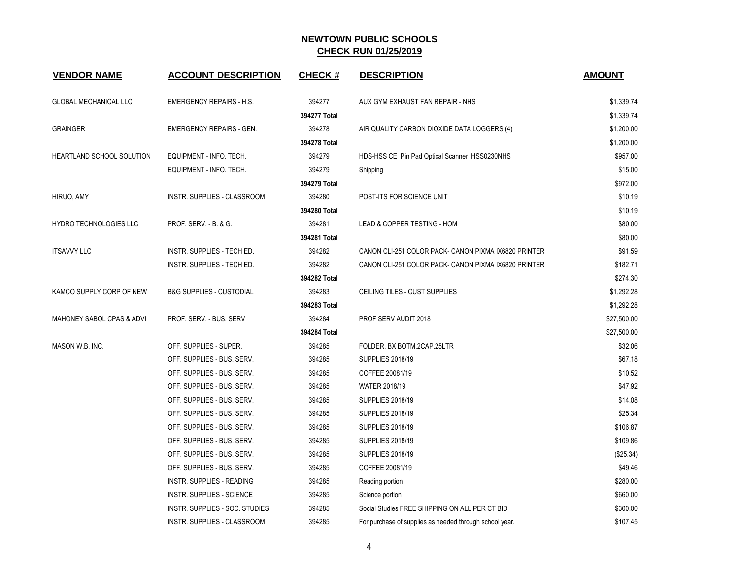# NEWTOWN PUBLIC SCHOOLS

## CHECK RUN 01/25/2019

| VENDOR NAME | ACCOUNT DESCRIPTION | CHECK # | DESCRIPTION | AMOUNT |
|---|---|---|---|---|
| GLOBAL MECHANICAL LLC | EMERGENCY REPAIRS - H.S. | 394277 | AUX GYM EXHAUST FAN REPAIR - NHS | $1,339.74 |
| | | **394277 Total** | | $1,339.74 |
| GRAINGER | EMERGENCY REPAIRS - GEN. | 394278 | AIR QUALITY CARBON DIOXIDE DATA LOGGERS (4) | $1,200.00 |
| | | **394278 Total** | | $1,200.00 |
| HEARTLAND SCHOOL SOLUTION | EQUIPMENT - INFO. TECH. | 394279 | HDS-HSS CE Pin Pad Optical Scanner HSS0230NHS | $957.00 |
| | EQUIPMENT - INFO. TECH. | 394279 | Shipping | $15.00 |
| | | **394279 Total** | | $972.00 |
| HIRUO, AMY | INSTR. SUPPLIES - CLASSROOM | 394280 | POST-ITS FOR SCIENCE UNIT | $10.19 |
| | | **394280 Total** | | $10.19 |
| HYDRO TECHNOLOGIES LLC | PROF. SERV. - B. & G. | 394281 | LEAD & COPPER TESTING - HOM | $80.00 |
| | | **394281 Total** | | $80.00 |
| ITSAVVY LLC | INSTR. SUPPLIES - TECH ED. | 394282 | CANON CLI-251 COLOR PACK- CANON PIXMA IX6820 PRINTER | $91.59 |
| | INSTR. SUPPLIES - TECH ED. | 394282 | CANON CLI-251 COLOR PACK- CANON PIXMA IX6820 PRINTER | $182.71 |
| | | **394282 Total** | | $274.30 |
| KAMCO SUPPLY CORP OF NEW | B&G SUPPLIES - CUSTODIAL | 394283 | CEILING TILES - CUST SUPPLIES | $1,292.28 |
| | | **394283 Total** | | $1,292.28 |
| MAHONEY SABOL CPAS & ADVI | PROF. SERV. - BUS. SERV | 394284 | PROF SERV AUDIT 2018 | $27,500.00 |
| | | **394284 Total** | | $27,500.00 |
| MASON W.B. INC. | OFF. SUPPLIES - SUPER. | 394285 | FOLDER, BX BOTM,2CAP,25LTR | $32.06 |
| | OFF. SUPPLIES - BUS. SERV. | 394285 | SUPPLIES 2018/19 | $67.18 |
| | OFF. SUPPLIES - BUS. SERV. | 394285 | COFFEE 20081/19 | $10.52 |
| | OFF. SUPPLIES - BUS. SERV. | 394285 | WATER 2018/19 | $47.92 |
| | OFF. SUPPLIES - BUS. SERV. | 394285 | SUPPLIES 2018/19 | $14.08 |
| | OFF. SUPPLIES - BUS. SERV. | 394285 | SUPPLIES 2018/19 | $25.34 |
| | OFF. SUPPLIES - BUS. SERV. | 394285 | SUPPLIES 2018/19 | $106.87 |
| | OFF. SUPPLIES - BUS. SERV. | 394285 | SUPPLIES 2018/19 | $109.86 |
| | OFF. SUPPLIES - BUS. SERV. | 394285 | SUPPLIES 2018/19 | ($25.34) |
| | OFF. SUPPLIES - BUS. SERV. | 394285 | COFFEE 20081/19 | $49.46 |
| | INSTR. SUPPLIES - READING | 394285 | Reading portion | $280.00 |
| | INSTR. SUPPLIES - SCIENCE | 394285 | Science portion | $660.00 |
| | INSTR. SUPPLIES - SOC. STUDIES | 394285 | Social Studies FREE SHIPPING ON ALL PER CT BID | $300.00 |
| | INSTR. SUPPLIES - CLASSROOM | 394285 | For purchase of supplies as needed through school year. | $107.45 |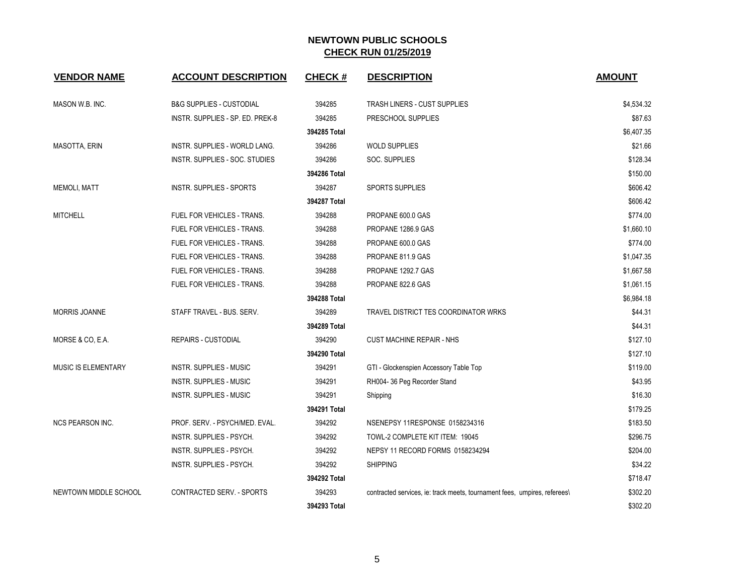# NEWTOWN PUBLIC SCHOOLS

## CHECK RUN 01/25/2019

| VENDOR NAME | ACCOUNT DESCRIPTION | CHECK # | DESCRIPTION | AMOUNT |
|---|---|---|---|---|
| MASON W.B. INC. | B&G SUPPLIES - CUSTODIAL | 394285 | TRASH LINERS - CUST SUPPLIES | $4,534.32 |
| | INSTR. SUPPLIES - SP. ED. PREK-8 | 394285 | PRESCHOOL SUPPLIES | $87.63 |
| | | 394285 Total | | $6,407.35 |
| MASOTTA, ERIN | INSTR. SUPPLIES - WORLD LANG. | 394286 | WOLD SUPPLIES | $21.66 |
| | INSTR. SUPPLIES - SOC. STUDIES | 394286 | SOC. SUPPLIES | $128.34 |
| | | 394286 Total | | $150.00 |
| MEMOLI, MATT | INSTR. SUPPLIES - SPORTS | 394287 | SPORTS SUPPLIES | $606.42 |
| | | 394287 Total | | $606.42 |
| MITCHELL | FUEL FOR VEHICLES - TRANS. | 394288 | PROPANE 600.0 GAS | $774.00 |
| | FUEL FOR VEHICLES - TRANS. | 394288 | PROPANE 1286.9 GAS | $1,660.10 |
| | FUEL FOR VEHICLES - TRANS. | 394288 | PROPANE 600.0 GAS | $774.00 |
| | FUEL FOR VEHICLES - TRANS. | 394288 | PROPANE 811.9 GAS | $1,047.35 |
| | FUEL FOR VEHICLES - TRANS. | 394288 | PROPANE 1292.7 GAS | $1,667.58 |
| | FUEL FOR VEHICLES - TRANS. | 394288 | PROPANE 822.6 GAS | $1,061.15 |
| | | 394288 Total | | $6,984.18 |
| MORRIS JOANNE | STAFF TRAVEL - BUS. SERV. | 394289 | TRAVEL DISTRICT TES COORDINATOR WRKS | $44.31 |
| | | 394289 Total | | $44.31 |
| MORSE & CO, E.A. | REPAIRS - CUSTODIAL | 394290 | CUST MACHINE REPAIR - NHS | $127.10 |
| | | 394290 Total | | $127.10 |
| MUSIC IS ELEMENTARY | INSTR. SUPPLIES - MUSIC | 394291 | GTI - Glockenspien Accessory Table Top | $119.00 |
| | INSTR. SUPPLIES - MUSIC | 394291 | RH004- 36 Peg Recorder Stand | $43.95 |
| | INSTR. SUPPLIES - MUSIC | 394291 | Shipping | $16.30 |
| | | 394291 Total | | $179.25 |
| NCS PEARSON INC. | PROF. SERV. - PSYCH/MED. EVAL. | 394292 | NSENEPSY 11RESPONSE 0158234316 | $183.50 |
| | INSTR. SUPPLIES - PSYCH. | 394292 | TOWL-2 COMPLETE KIT ITEM: 19045 | $296.75 |
| | INSTR. SUPPLIES - PSYCH. | 394292 | NEPSY 11 RECORD FORMS 0158234294 | $204.00 |
| | INSTR. SUPPLIES - PSYCH. | 394292 | SHIPPING | $34.22 |
| | | 394292 Total | | $718.47 |
| NEWTOWN MIDDLE SCHOOL | CONTRACTED SERV. - SPORTS | 394293 | contracted services, ie: track meets, tournament fees, umpires, referees\ | $302.20 |
| | | 394293 Total | | $302.20 |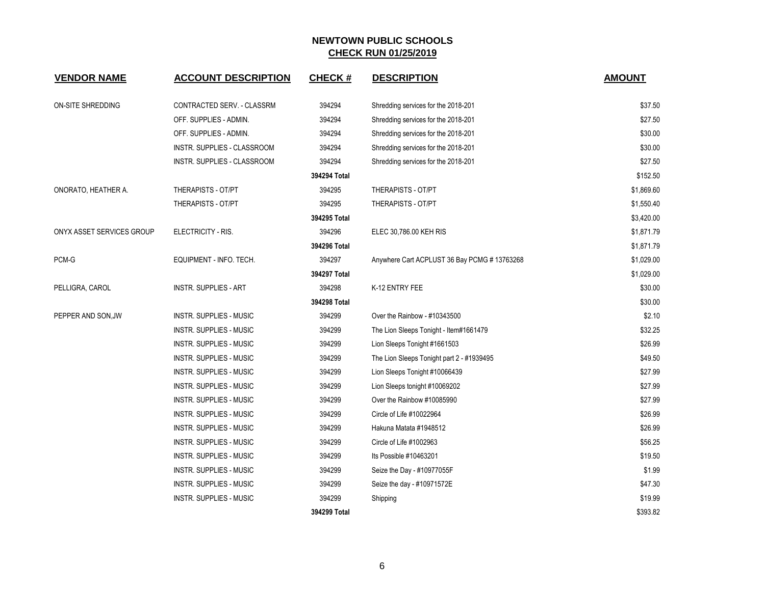## NEWTOWN PUBLIC SCHOOLS
## CHECK RUN 01/25/2019

| VENDOR NAME | ACCOUNT DESCRIPTION | CHECK # | DESCRIPTION | AMOUNT |
|---|---|---|---|---|
| ON-SITE SHREDDING | CONTRACTED SERV. - CLASSRM | 394294 | Shredding services for the 2018-201 | $37.50 |
| | OFF. SUPPLIES - ADMIN. | 394294 | Shredding services for the 2018-201 | $27.50 |
| | OFF. SUPPLIES - ADMIN. | 394294 | Shredding services for the 2018-201 | $30.00 |
| | INSTR. SUPPLIES - CLASSROOM | 394294 | Shredding services for the 2018-201 | $30.00 |
| | INSTR. SUPPLIES - CLASSROOM | 394294 | Shredding services for the 2018-201 | $27.50 |
| | | **394294 Total** | | $152.50 |
| ONORATO, HEATHER A. | THERAPISTS - OT/PT | 394295 | THERAPISTS - OT/PT | $1,869.60 |
| | THERAPISTS - OT/PT | 394295 | THERAPISTS - OT/PT | $1,550.40 |
| | | **394295 Total** | | $3,420.00 |
| ONYX ASSET SERVICES GROUP | ELECTRICITY - RIS. | 394296 | ELEC 30,786.00 KEH RIS | $1,871.79 |
| | | **394296 Total** | | $1,871.79 |
| PCM-G | EQUIPMENT - INFO. TECH. | 394297 | Anywhere Cart ACPLUST 36 Bay PCMG # 13763268 | $1,029.00 |
| | | **394297 Total** | | $1,029.00 |
| PELLIGRA, CAROL | INSTR. SUPPLIES - ART | 394298 | K-12 ENTRY FEE | $30.00 |
| | | **394298 Total** | | $30.00 |
| PEPPER AND SON,JW | INSTR. SUPPLIES - MUSIC | 394299 | Over the Rainbow - #10343500 | $2.10 |
| | INSTR. SUPPLIES - MUSIC | 394299 | The Lion Sleeps Tonight - Item#1661479 | $32.25 |
| | INSTR. SUPPLIES - MUSIC | 394299 | Lion Sleeps Tonight #1661503 | $26.99 |
| | INSTR. SUPPLIES - MUSIC | 394299 | The Lion Sleeps Tonight part 2 - #1939495 | $49.50 |
| | INSTR. SUPPLIES - MUSIC | 394299 | Lion Sleeps Tonight #10066439 | $27.99 |
| | INSTR. SUPPLIES - MUSIC | 394299 | Lion Sleeps tonight #10069202 | $27.99 |
| | INSTR. SUPPLIES - MUSIC | 394299 | Over the Rainbow #10085990 | $27.99 |
| | INSTR. SUPPLIES - MUSIC | 394299 | Circle of Life #10022964 | $26.99 |
| | INSTR. SUPPLIES - MUSIC | 394299 | Hakuna Matata #1948512 | $26.99 |
| | INSTR. SUPPLIES - MUSIC | 394299 | Circle of Life #1002963 | $56.25 |
| | INSTR. SUPPLIES - MUSIC | 394299 | Its Possible #10463201 | $19.50 |
| | INSTR. SUPPLIES - MUSIC | 394299 | Seize the Day - #10977055F | $1.99 |
| | INSTR. SUPPLIES - MUSIC | 394299 | Seize the day - #10971572E | $47.30 |
| | INSTR. SUPPLIES - MUSIC | 394299 | Shipping | $19.99 |
| | | **394299 Total** | | $393.82 |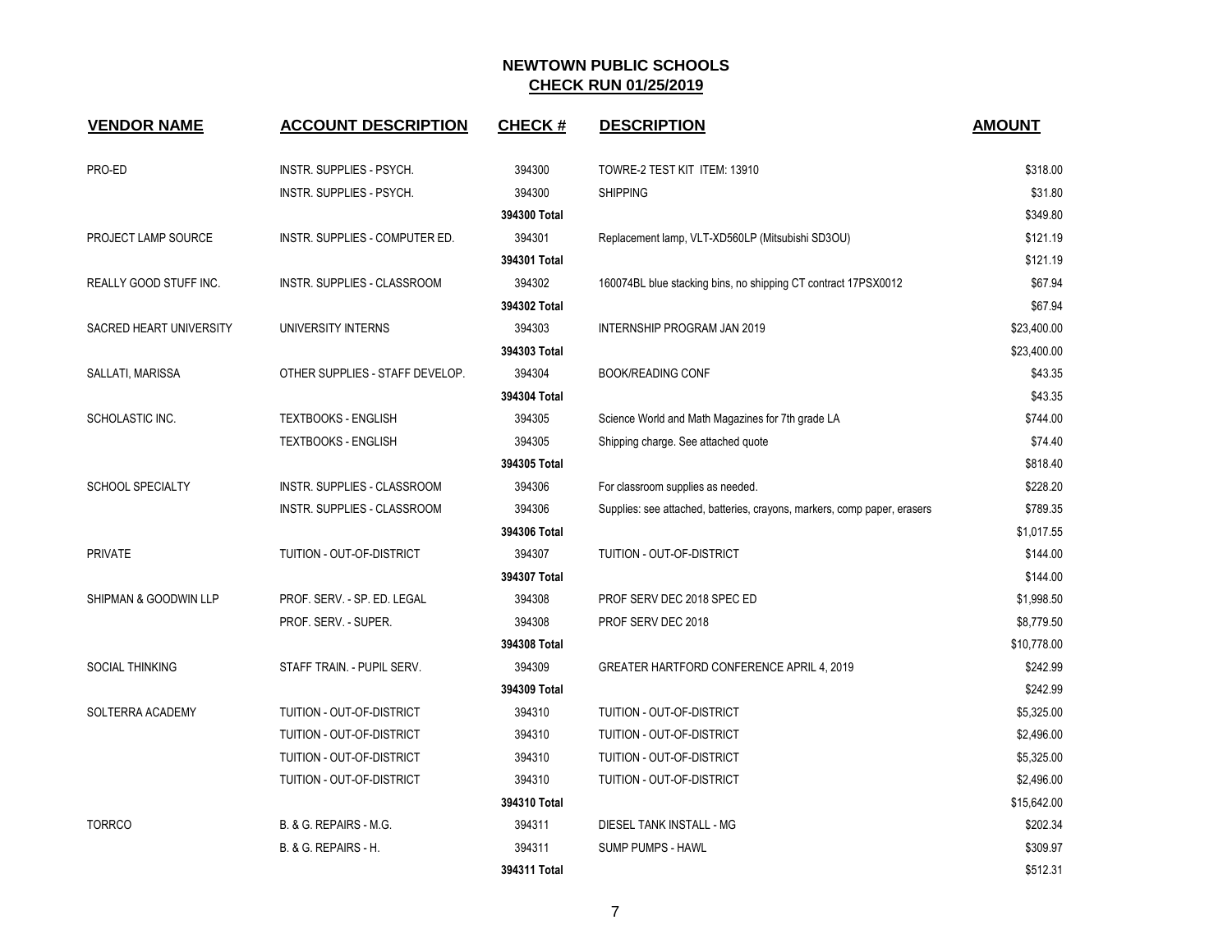# NEWTOWN PUBLIC SCHOOLS
## CHECK RUN 01/25/2019

| VENDOR NAME | ACCOUNT DESCRIPTION | CHECK # | DESCRIPTION | AMOUNT |
|---|---|---|---|---|
| PRO-ED | INSTR. SUPPLIES - PSYCH. | 394300 | TOWRE-2 TEST KIT ITEM: 13910 | $318.00 |
| | INSTR. SUPPLIES - PSYCH. | 394300 | SHIPPING | $31.80 |
| | | **394300 Total** | | $349.80 |
| PROJECT LAMP SOURCE | INSTR. SUPPLIES - COMPUTER ED. | 394301 | Replacement lamp, VLT-XD560LP (Mitsubishi SD3OU) | $121.19 |
| | | **394301 Total** | | $121.19 |
| REALLY GOOD STUFF INC. | INSTR. SUPPLIES - CLASSROOM | 394302 | 160074BL blue stacking bins, no shipping CT contract 17PSX0012 | $67.94 |
| | | **394302 Total** | | $67.94 |
| SACRED HEART UNIVERSITY | UNIVERSITY INTERNS | 394303 | INTERNSHIP PROGRAM JAN 2019 | $23,400.00 |
| | | **394303 Total** | | $23,400.00 |
| SALLATI, MARISSA | OTHER SUPPLIES - STAFF DEVELOP. | 394304 | BOOK/READING CONF | $43.35 |
| | | **394304 Total** | | $43.35 |
| SCHOLASTIC INC. | TEXTBOOKS - ENGLISH | 394305 | Science World and Math Magazines for 7th grade LA | $744.00 |
| | TEXTBOOKS - ENGLISH | 394305 | Shipping charge. See attached quote | $74.40 |
| | | **394305 Total** | | $818.40 |
| SCHOOL SPECIALTY | INSTR. SUPPLIES - CLASSROOM | 394306 | For classroom supplies as needed. | $228.20 |
| | INSTR. SUPPLIES - CLASSROOM | 394306 | Supplies: see attached, batteries, crayons, markers, comp paper, erasers | $789.35 |
| | | **394306 Total** | | $1,017.55 |
| PRIVATE | TUITION - OUT-OF-DISTRICT | 394307 | TUITION - OUT-OF-DISTRICT | $144.00 |
| | | **394307 Total** | | $144.00 |
| SHIPMAN & GOODWIN LLP | PROF. SERV. - SP. ED. LEGAL | 394308 | PROF SERV DEC 2018 SPEC ED | $1,998.50 |
| | PROF. SERV. - SUPER. | 394308 | PROF SERV DEC 2018 | $8,779.50 |
| | | **394308 Total** | | $10,778.00 |
| SOCIAL THINKING | STAFF TRAIN. - PUPIL SERV. | 394309 | GREATER HARTFORD CONFERENCE APRIL 4, 2019 | $242.99 |
| | | **394309 Total** | | $242.99 |
| SOLTERRA ACADEMY | TUITION - OUT-OF-DISTRICT | 394310 | TUITION - OUT-OF-DISTRICT | $5,325.00 |
| | TUITION - OUT-OF-DISTRICT | 394310 | TUITION - OUT-OF-DISTRICT | $2,496.00 |
| | TUITION - OUT-OF-DISTRICT | 394310 | TUITION - OUT-OF-DISTRICT | $5,325.00 |
| | TUITION - OUT-OF-DISTRICT | 394310 | TUITION - OUT-OF-DISTRICT | $2,496.00 |
| | | **394310 Total** | | $15,642.00 |
| TORRCO | B. & G. REPAIRS - M.G. | 394311 | DIESEL TANK INSTALL - MG | $202.34 |
| | B. & G. REPAIRS - H. | 394311 | SUMP PUMPS - HAWL | $309.97 |
| | | **394311 Total** | | $512.31 |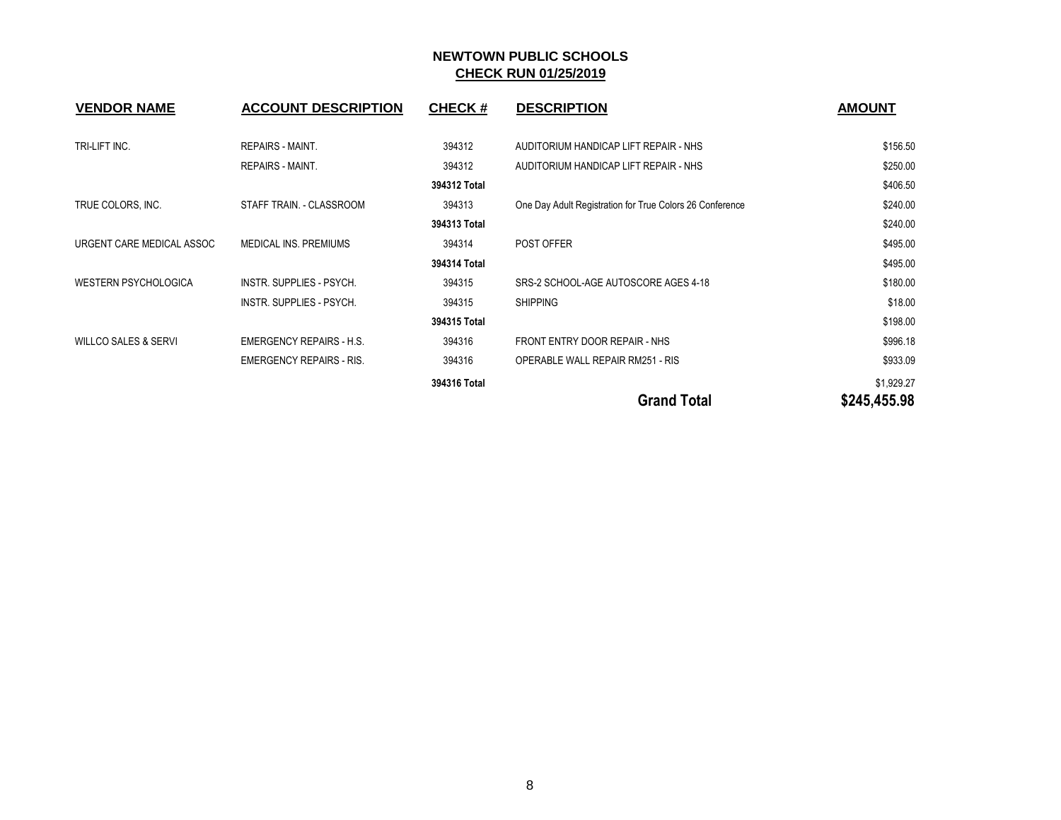**NEWTOWN PUBLIC SCHOOLS**
**CHECK RUN 01/25/2019**

| VENDOR NAME | ACCOUNT DESCRIPTION | CHECK # | DESCRIPTION | AMOUNT |
|---|---|---|---|---|
| TRI-LIFT INC. | REPAIRS - MAINT. | 394312 | AUDITORIUM HANDICAP LIFT REPAIR - NHS | $156.50 |
| | REPAIRS - MAINT. | 394312 | AUDITORIUM HANDICAP LIFT REPAIR - NHS | $250.00 |
| | | **394312 Total** | | $406.50 |
| TRUE COLORS, INC. | STAFF TRAIN. - CLASSROOM | 394313 | One Day Adult Registration for True Colors 26 Conference | $240.00 |
| | | **394313 Total** | | $240.00 |
| URGENT CARE MEDICAL ASSOC | MEDICAL INS. PREMIUMS | 394314 | POST OFFER | $495.00 |
| | | **394314 Total** | | $495.00 |
| WESTERN PSYCHOLOGICA | INSTR. SUPPLIES - PSYCH. | 394315 | SRS-2 SCHOOL-AGE AUTOSCORE AGES 4-18 | $180.00 |
| | INSTR. SUPPLIES - PSYCH. | 394315 | SHIPPING | $18.00 |
| | | **394315 Total** | | $198.00 |
| WILLCO SALES & SERVI | EMERGENCY REPAIRS - H.S. | 394316 | FRONT ENTRY DOOR REPAIR - NHS | $996.18 |
| | EMERGENCY REPAIRS - RIS. | 394316 | OPERABLE WALL REPAIR RM251 - RIS | $933.09 |
| | | **394316 Total** | | $1,929.27 |
| | | | **Grand Total** | **$245,455.98** |